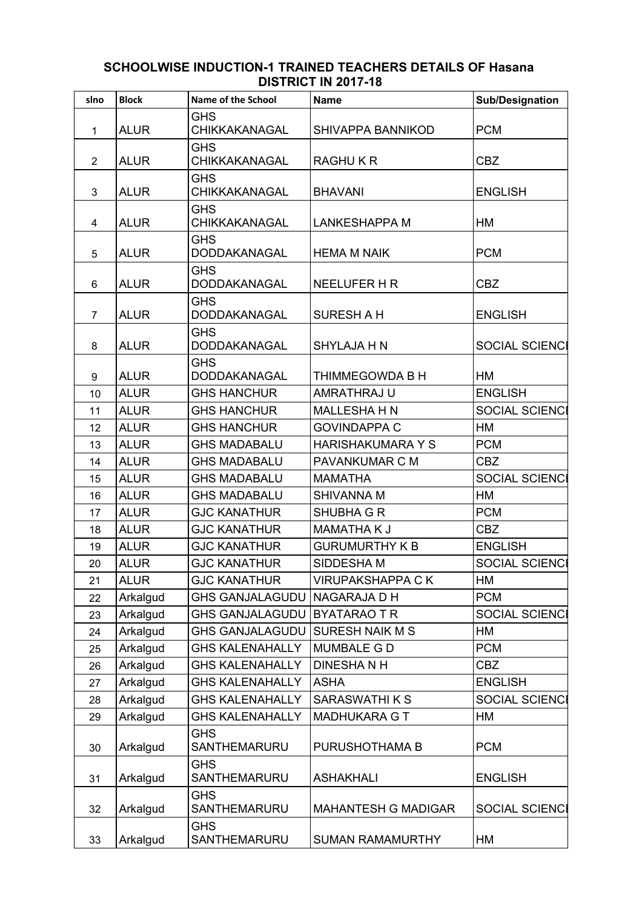**SCHOOLWISE INDUCTION-1 TRAINED TEACHERS DETAILS OF Hasana DISTRICT IN 2017-18**

| slno | Block | Name of the School | Name | Sub/Designation |
|---|---|---|---|---|
| 1 | ALUR | GHS CHIKKAKANAGAL | SHIVAPPA BANNIKOD | PCM |
| 2 | ALUR | GHS CHIKKAKANAGAL | RAGHU K R | CBZ |
| 3 | ALUR | GHS CHIKKAKANAGAL | BHAVANI | ENGLISH |
| 4 | ALUR | GHS CHIKKAKANAGAL | LANKESHAPPA M | HM |
| 5 | ALUR | GHS DODDAKANAGAL | HEMA M NAIK | PCM |
| 6 | ALUR | GHS DODDAKANAGAL | NEELUFER H R | CBZ |
| 7 | ALUR | GHS DODDAKANAGAL | SURESH A H | ENGLISH |
| 8 | ALUR | GHS DODDAKANAGAL | SHYLAJA H N | SOCIAL SCIENCE |
| 9 | ALUR | GHS DODDAKANAGAL | THIMMEGOWDA B H | HM |
| 10 | ALUR | GHS HANCHUR | AMRATHRAJ U | ENGLISH |
| 11 | ALUR | GHS HANCHUR | MALLESHA H N | SOCIAL SCIENCE |
| 12 | ALUR | GHS HANCHUR | GOVINDAPPA C | HM |
| 13 | ALUR | GHS MADABALU | HARISHAKUMARA Y S | PCM |
| 14 | ALUR | GHS MADABALU | PAVANKUMAR C M | CBZ |
| 15 | ALUR | GHS MADABALU | MAMATHA | SOCIAL SCIENCE |
| 16 | ALUR | GHS MADABALU | SHIVANNA M | HM |
| 17 | ALUR | GJC KANATHUR | SHUBHA G R | PCM |
| 18 | ALUR | GJC KANATHUR | MAMATHA K J | CBZ |
| 19 | ALUR | GJC KANATHUR | GURUMURTHY K B | ENGLISH |
| 20 | ALUR | GJC KANATHUR | SIDDESHA M | SOCIAL SCIENCE |
| 21 | ALUR | GJC KANATHUR | VIRUPAKSHAPPA C K | HM |
| 22 | Arkalgud | GHS GANJALAGUDU | NAGARAJA D H | PCM |
| 23 | Arkalgud | GHS GANJALAGUDU | BYATARAO T R | SOCIAL SCIENCE |
| 24 | Arkalgud | GHS GANJALAGUDU | SURESH NAIK M S | HM |
| 25 | Arkalgud | GHS KALENAHALLY | MUMBALE G D | PCM |
| 26 | Arkalgud | GHS KALENAHALLY | DINESHA N H | CBZ |
| 27 | Arkalgud | GHS KALENAHALLY | ASHA | ENGLISH |
| 28 | Arkalgud | GHS KALENAHALLY | SARASWATHI K S | SOCIAL SCIENCE |
| 29 | Arkalgud | GHS KALENAHALLY | MADHUKARA G T | HM |
| 30 | Arkalgud | GHS SANTHEMARURU | PURUSHOTHAMA B | PCM |
| 31 | Arkalgud | GHS SANTHEMARURU | ASHAKHALI | ENGLISH |
| 32 | Arkalgud | GHS SANTHEMARURU | MAHANTESH G MADIGAR | SOCIAL SCIENCE |
| 33 | Arkalgud | GHS SANTHEMARURU | SUMAN RAMAMURTHY | HM |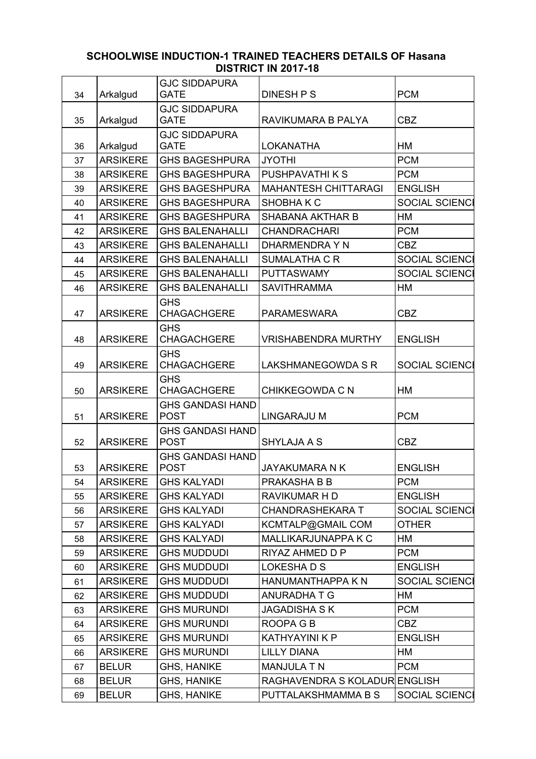## SCHOOLWISE INDUCTION-1 TRAINED TEACHERS DETAILS OF Hasana DISTRICT IN 2017-18

| | | | | |
|---|---|---|---|---|
| 34 | Arkalgud | GJC SIDDAPURA GATE | DINESH P S | PCM |
| 35 | Arkalgud | GJC SIDDAPURA GATE | RAVIKUMARA B PALYA | CBZ |
| 36 | Arkalgud | GJC SIDDAPURA GATE | LOKANATHA | HM |
| 37 | ARSIKERE | GHS BAGESHPURA | JYOTHI | PCM |
| 38 | ARSIKERE | GHS BAGESHPURA | PUSHPAVATHI K S | PCM |
| 39 | ARSIKERE | GHS BAGESHPURA | MAHANTESH CHITTARAGI | ENGLISH |
| 40 | ARSIKERE | GHS BAGESHPURA | SHOBHA K C | SOCIAL SCIENCE |
| 41 | ARSIKERE | GHS BAGESHPURA | SHABANA AKTHAR B | HM |
| 42 | ARSIKERE | GHS BALENAHALLI | CHANDRACHARI | PCM |
| 43 | ARSIKERE | GHS BALENAHALLI | DHARMENDRA Y N | CBZ |
| 44 | ARSIKERE | GHS BALENAHALLI | SUMALATHA C R | SOCIAL SCIENCE |
| 45 | ARSIKERE | GHS BALENAHALLI | PUTTASWAMY | SOCIAL SCIENCE |
| 46 | ARSIKERE | GHS BALENAHALLI | SAVITHRAMMA | HM |
| 47 | ARSIKERE | GHS CHAGACHGERE | PARAMESWARA | CBZ |
| 48 | ARSIKERE | GHS CHAGACHGERE | VRISHABENDRA MURTHY | ENGLISH |
| 49 | ARSIKERE | GHS CHAGACHGERE | LAKSHMANEGOWDA S R | SOCIAL SCIENCE |
| 50 | ARSIKERE | GHS CHAGACHGERE | CHIKKEGOWDA C N | HM |
| 51 | ARSIKERE | GHS GANDASI HAND POST | LINGARAJU M | PCM |
| 52 | ARSIKERE | GHS GANDASI HAND POST | SHYLAJA A S | CBZ |
| 53 | ARSIKERE | GHS GANDASI HAND POST | JAYAKUMARA N K | ENGLISH |
| 54 | ARSIKERE | GHS KALYADI | PRAKASHA B B | PCM |
| 55 | ARSIKERE | GHS KALYADI | RAVIKUMAR H D | ENGLISH |
| 56 | ARSIKERE | GHS KALYADI | CHANDRASHEKARA T | SOCIAL SCIENCE |
| 57 | ARSIKERE | GHS KALYADI | KCMTALP@GMAIL COM | OTHER |
| 58 | ARSIKERE | GHS KALYADI | MALLIKARJUNAPPA K C | HM |
| 59 | ARSIKERE | GHS MUDDUDI | RIYAZ AHMED D P | PCM |
| 60 | ARSIKERE | GHS MUDDUDI | LOKESHA D S | ENGLISH |
| 61 | ARSIKERE | GHS MUDDUDI | HANUMANTHAPPA K N | SOCIAL SCIENCE |
| 62 | ARSIKERE | GHS MUDDUDI | ANURADHA T G | HM |
| 63 | ARSIKERE | GHS MURUNDI | JAGADISHA S K | PCM |
| 64 | ARSIKERE | GHS MURUNDI | ROOPA G B | CBZ |
| 65 | ARSIKERE | GHS MURUNDI | KATHYAYINI K P | ENGLISH |
| 66 | ARSIKERE | GHS MURUNDI | LILLY DIANA | HM |
| 67 | BELUR | GHS, HANIKE | MANJULA T N | PCM |
| 68 | BELUR | GHS, HANIKE | RAGHAVENDRA S KOLADUR | ENGLISH |
| 69 | BELUR | GHS, HANIKE | PUTTALAKSHMAMMA B S | SOCIAL SCIENCE |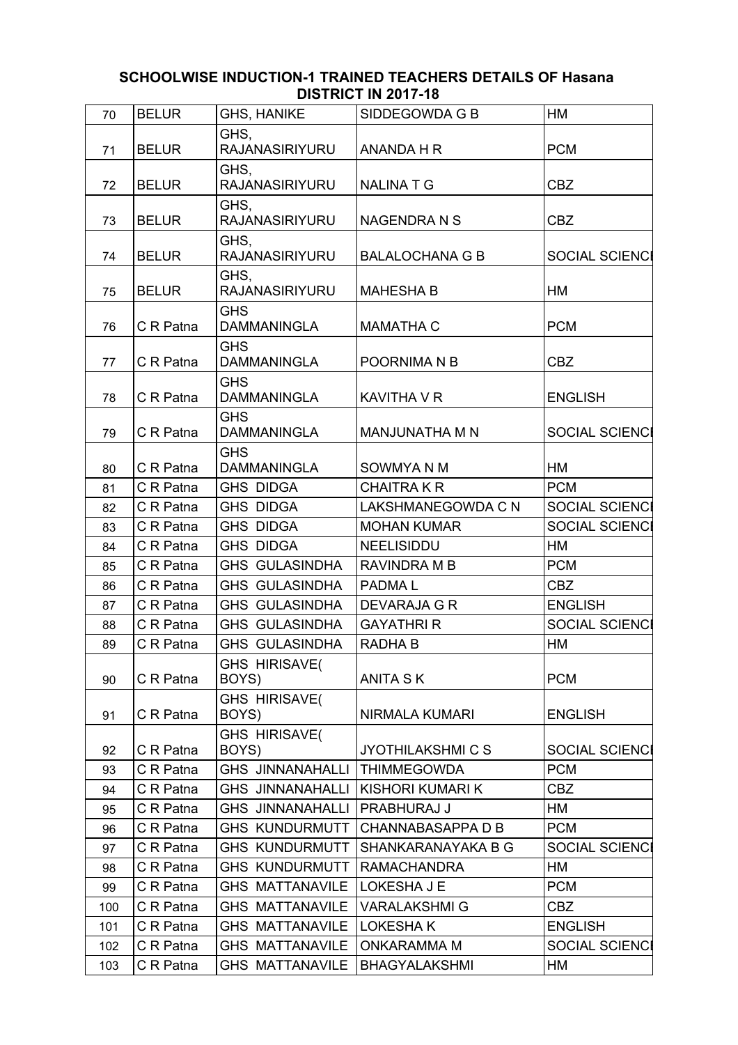**SCHOOLWISE INDUCTION-1 TRAINED TEACHERS DETAILS OF Hasana DISTRICT IN 2017-18**

| | | | | |
|---|---|---|---|---|
| 70 | BELUR | GHS, HANIKE | SIDDEGOWDA G B | HM |
| 71 | BELUR | GHS, RAJANASIRIYURU | ANANDA H R | PCM |
| 72 | BELUR | GHS, RAJANASIRIYURU | NALINA T G | CBZ |
| 73 | BELUR | GHS, RAJANASIRIYURU | NAGENDRA N S | CBZ |
| 74 | BELUR | GHS, RAJANASIRIYURU | BALALOCHANA G B | SOCIAL SCIENCI |
| 75 | BELUR | GHS, RAJANASIRIYURU | MAHESHA B | HM |
| 76 | C R Patna | GHS DAMMANINGLA | MAMATHA C | PCM |
| 77 | C R Patna | GHS DAMMANINGLA | POORNIMA N B | CBZ |
| 78 | C R Patna | GHS DAMMANINGLA | KAVITHA V R | ENGLISH |
| 79 | C R Patna | GHS DAMMANINGLA | MANJUNATHA M N | SOCIAL SCIENCI |
| 80 | C R Patna | GHS DAMMANINGLA | SOWMYA N M | HM |
| 81 | C R Patna | GHS DIDGA | CHAITRA K R | PCM |
| 82 | C R Patna | GHS DIDGA | LAKSHMANEGOWDA C N | SOCIAL SCIENCI |
| 83 | C R Patna | GHS DIDGA | MOHAN KUMAR | SOCIAL SCIENCI |
| 84 | C R Patna | GHS DIDGA | NEELISIDDU | HM |
| 85 | C R Patna | GHS GULASINDHA | RAVINDRA M B | PCM |
| 86 | C R Patna | GHS GULASINDHA | PADMA L | CBZ |
| 87 | C R Patna | GHS GULASINDHA | DEVARAJA G R | ENGLISH |
| 88 | C R Patna | GHS GULASINDHA | GAYATHRI R | SOCIAL SCIENCI |
| 89 | C R Patna | GHS GULASINDHA | RADHA B | HM |
| 90 | C R Patna | GHS HIRISAVE( BOYS) | ANITA S K | PCM |
| 91 | C R Patna | GHS HIRISAVE( BOYS) | NIRMALA KUMARI | ENGLISH |
| 92 | C R Patna | GHS HIRISAVE( BOYS) | JYOTHILAKSHMI C S | SOCIAL SCIENCI |
| 93 | C R Patna | GHS JINNANAHALLI | THIMMEGOWDA | PCM |
| 94 | C R Patna | GHS JINNANAHALLI | KISHORI KUMARI K | CBZ |
| 95 | C R Patna | GHS JINNANAHALLI | PRABHURAJ J | HM |
| 96 | C R Patna | GHS KUNDURMUTT | CHANNABASAPPA D B | PCM |
| 97 | C R Patna | GHS KUNDURMUTT | SHANKARANAYAKA B G | SOCIAL SCIENCI |
| 98 | C R Patna | GHS KUNDURMUTT | RAMACHANDRA | HM |
| 99 | C R Patna | GHS MATTANAVILE | LOKESHA J E | PCM |
| 100 | C R Patna | GHS MATTANAVILE | VARALAKSHMI G | CBZ |
| 101 | C R Patna | GHS MATTANAVILE | LOKESHA K | ENGLISH |
| 102 | C R Patna | GHS MATTANAVILE | ONKARAMMA M | SOCIAL SCIENCI |
| 103 | C R Patna | GHS MATTANAVILE | BHAGYALAKSHMI | HM |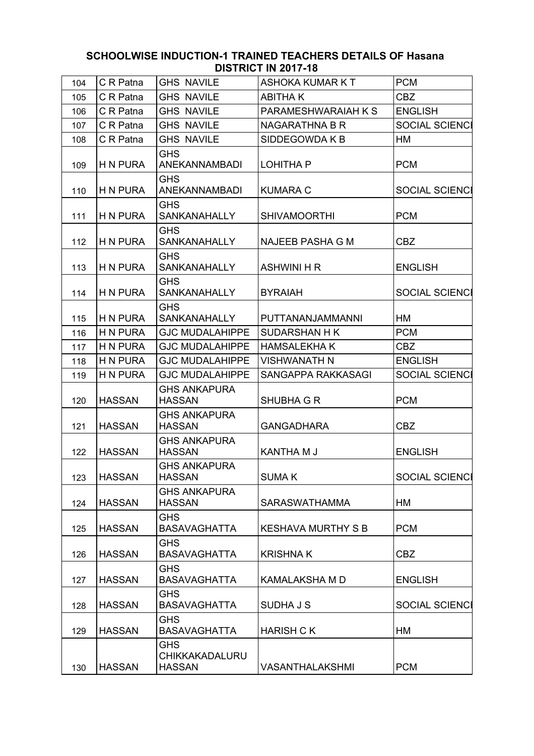# SCHOOLWISE INDUCTION-1 TRAINED TEACHERS DETAILS OF Hasana DISTRICT IN 2017-18

| | | | | |
|---|---|---|---|---|
| 104 | C R Patna | GHS NAVILE | ASHOKA KUMAR K T | PCM |
| 105 | C R Patna | GHS NAVILE | ABITHA K | CBZ |
| 106 | C R Patna | GHS NAVILE | PARAMESHWARAIAH K S | ENGLISH |
| 107 | C R Patna | GHS NAVILE | NAGARATHNA B R | SOCIAL SCIENCI |
| 108 | C R Patna | GHS NAVILE | SIDDEGOWDA K B | HM |
| 109 | H N PURA | GHS ANEKANNAMBADI | LOHITHA P | PCM |
| 110 | H N PURA | GHS ANEKANNAMBADI | KUMARA C | SOCIAL SCIENCI |
| 111 | H N PURA | GHS SANKANAHALLY | SHIVAMOORTHI | PCM |
| 112 | H N PURA | GHS SANKANAHALLY | NAJEEB PASHA G M | CBZ |
| 113 | H N PURA | GHS SANKANAHALLY | ASHWINI H R | ENGLISH |
| 114 | H N PURA | GHS SANKANAHALLY | BYRAIAH | SOCIAL SCIENCI |
| 115 | H N PURA | GHS SANKANAHALLY | PUTTANANJAMMANNI | HM |
| 116 | H N PURA | GJC MUDALAHIPPE | SUDARSHAN H K | PCM |
| 117 | H N PURA | GJC MUDALAHIPPE | HAMSALEKHA K | CBZ |
| 118 | H N PURA | GJC MUDALAHIPPE | VISHWANATH N | ENGLISH |
| 119 | H N PURA | GJC MUDALAHIPPE | SANGAPPA RAKKASAGI | SOCIAL SCIENCI |
| 120 | HASSAN | GHS ANKAPURA HASSAN | SHUBHA G R | PCM |
| 121 | HASSAN | GHS ANKAPURA HASSAN | GANGADHARA | CBZ |
| 122 | HASSAN | GHS ANKAPURA HASSAN | KANTHA M J | ENGLISH |
| 123 | HASSAN | GHS ANKAPURA HASSAN | SUMA K | SOCIAL SCIENCI |
| 124 | HASSAN | GHS ANKAPURA HASSAN | SARASWATHAMMA | HM |
| 125 | HASSAN | GHS BASAVAGHATTA | KESHAVA MURTHY S B | PCM |
| 126 | HASSAN | GHS BASAVAGHATTA | KRISHNA K | CBZ |
| 127 | HASSAN | GHS BASAVAGHATTA | KAMALAKSHA M D | ENGLISH |
| 128 | HASSAN | GHS BASAVAGHATTA | SUDHA J S | SOCIAL SCIENCI |
| 129 | HASSAN | GHS BASAVAGHATTA | HARISH C K | HM |
| 130 | HASSAN | GHS CHIKKAKADALURU HASSAN | VASANTHALAKSHMI | PCM |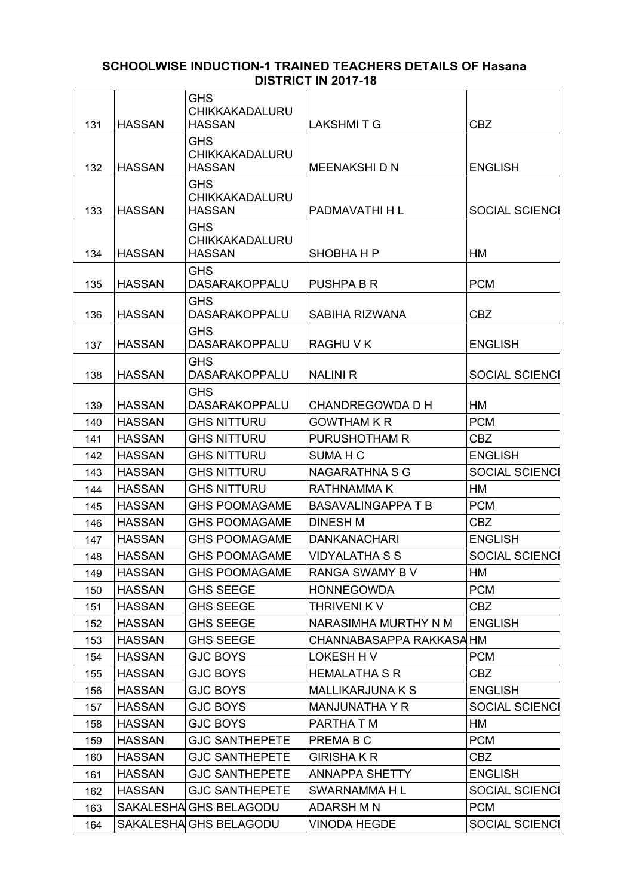# SCHOOLWISE INDUCTION-1 TRAINED TEACHERS DETAILS OF Hasana DISTRICT IN 2017-18

| | | | | |
|---|---|---|---|---|
| 131 | HASSAN | GHS CHIKKAKADALURU HASSAN | LAKSHMI T G | CBZ |
| 132 | HASSAN | GHS CHIKKAKADALURU HASSAN | MEENAKSHI D N | ENGLISH |
| 133 | HASSAN | GHS CHIKKAKADALURU HASSAN | PADMAVATHI H L | SOCIAL SCIENCI |
| 134 | HASSAN | GHS CHIKKAKADALURU HASSAN | SHOBHA H P | HM |
| 135 | HASSAN | GHS DASARAKOPPALU | PUSHPA B R | PCM |
| 136 | HASSAN | GHS DASARAKOPPALU | SABIHA RIZWANA | CBZ |
| 137 | HASSAN | GHS DASARAKOPPALU | RAGHU V K | ENGLISH |
| 138 | HASSAN | GHS DASARAKOPPALU | NALINI R | SOCIAL SCIENCI |
| 139 | HASSAN | GHS DASARAKOPPALU | CHANDREGOWDA D H | HM |
| 140 | HASSAN | GHS NITTURU | GOWTHAM K R | PCM |
| 141 | HASSAN | GHS NITTURU | PURUSHOTHAM R | CBZ |
| 142 | HASSAN | GHS NITTURU | SUMA H C | ENGLISH |
| 143 | HASSAN | GHS NITTURU | NAGARATHNA S G | SOCIAL SCIENCI |
| 144 | HASSAN | GHS NITTURU | RATHNAMMA K | HM |
| 145 | HASSAN | GHS POOMAGAME | BASAVALINGAPPA T B | PCM |
| 146 | HASSAN | GHS POOMAGAME | DINESH M | CBZ |
| 147 | HASSAN | GHS POOMAGAME | DANKANACHARI | ENGLISH |
| 148 | HASSAN | GHS POOMAGAME | VIDYALATHA S S | SOCIAL SCIENCI |
| 149 | HASSAN | GHS POOMAGAME | RANGA SWAMY B V | HM |
| 150 | HASSAN | GHS SEEGE | HONNEGOWDA | PCM |
| 151 | HASSAN | GHS SEEGE | THRIVENI K V | CBZ |
| 152 | HASSAN | GHS SEEGE | NARASIMHA MURTHY N M | ENGLISH |
| 153 | HASSAN | GHS SEEGE | CHANNABASAPPA RAKKASA | HM |
| 154 | HASSAN | GJC BOYS | LOKESH H V | PCM |
| 155 | HASSAN | GJC BOYS | HEMALATHA S R | CBZ |
| 156 | HASSAN | GJC BOYS | MALLIKARJUNA K S | ENGLISH |
| 157 | HASSAN | GJC BOYS | MANJUNATHA Y R | SOCIAL SCIENCI |
| 158 | HASSAN | GJC BOYS | PARTHA T M | HM |
| 159 | HASSAN | GJC SANTHEPETE | PREMA B C | PCM |
| 160 | HASSAN | GJC SANTHEPETE | GIRISHA K R | CBZ |
| 161 | HASSAN | GJC SANTHEPETE | ANNAPPA SHETTY | ENGLISH |
| 162 | HASSAN | GJC SANTHEPETE | SWARNAMMA H L | SOCIAL SCIENCI |
| 163 | SAKALESHA | GHS BELAGODU | ADARSH M N | PCM |
| 164 | SAKALESHA | GHS BELAGODU | VINODA HEGDE | SOCIAL SCIENCI |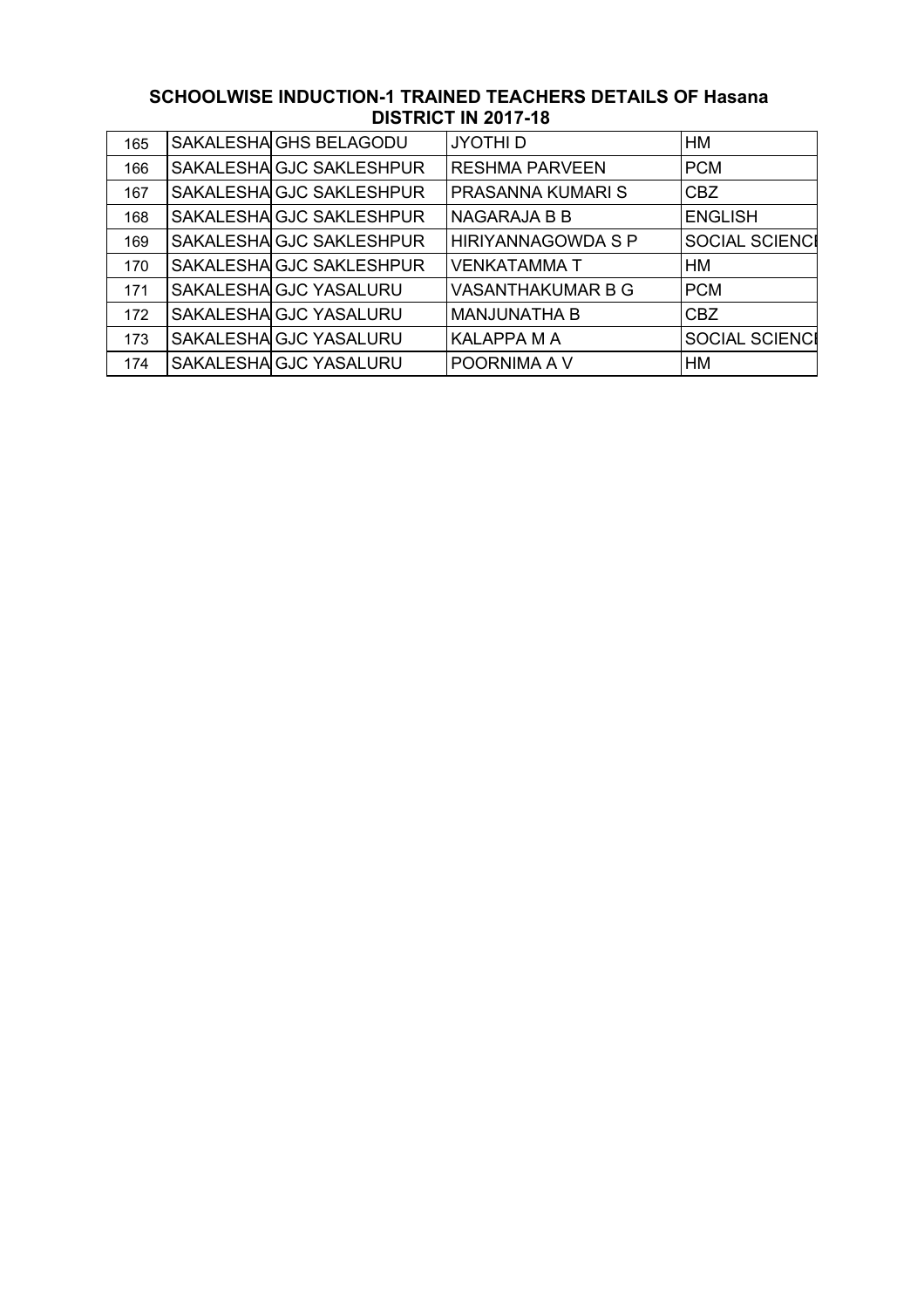**SCHOOLWISE INDUCTION-1 TRAINED TEACHERS DETAILS OF Hasana DISTRICT IN 2017-18**

| | | | | |
|---|---|---|---|---|
| 165 | SAKALESHA | GHS BELAGODU | JYOTHI D | HM |
| 166 | SAKALESHA | GJC SAKLESHPUR | RESHMA PARVEEN | PCM |
| 167 | SAKALESHA | GJC SAKLESHPUR | PRASANNA KUMARI S | CBZ |
| 168 | SAKALESHA | GJC SAKLESHPUR | NAGARAJA B B | ENGLISH |
| 169 | SAKALESHA | GJC SAKLESHPUR | HIRIYANNAGOWDA S P | SOCIAL SCIENCI |
| 170 | SAKALESHA | GJC SAKLESHPUR | VENKATAMMA T | HM |
| 171 | SAKALESHA | GJC YASALURU | VASANTHAKUMAR B G | PCM |
| 172 | SAKALESHA | GJC YASALURU | MANJUNATHA B | CBZ |
| 173 | SAKALESHA | GJC YASALURU | KALAPPA M A | SOCIAL SCIENCI |
| 174 | SAKALESHA | GJC YASALURU | POORNIMA A V | HM |